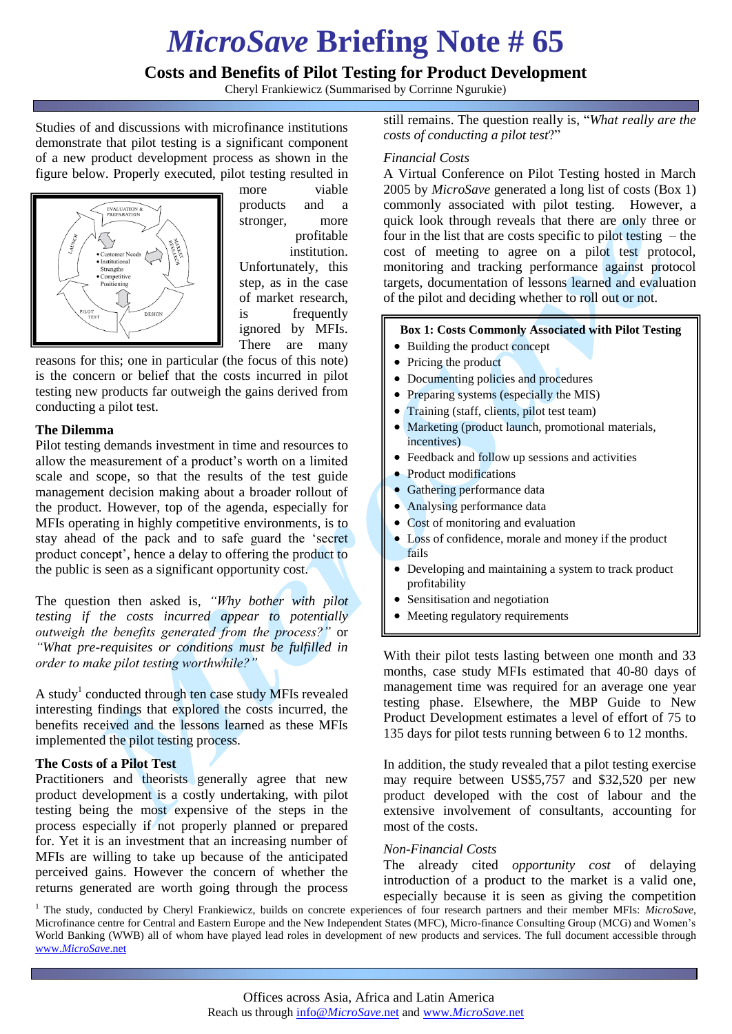# *MicroSave* Briefing Note # 65

## Costs and Benefits of Pilot Testing for Product Development

Cheryl Frankiewicz (Summarised by Corrinne Ngurukie)

Studies of and discussions with microfinance institutions demonstrate that pilot testing is a significant component of a new product development process as shown in the figure below. Properly executed, pilot testing resulted in more viable products and a stronger, more profitable institution. Unfortunately, this step, as in the case of market research, is frequently ignored by MFIs. There are many reasons for this; one in particular (the focus of this note) is the concern or belief that the costs incurred in pilot testing new products far outweigh the gains derived from conducting a pilot test.

### The Dilemma

Pilot testing demands investment in time and resources to allow the measurement of a product's worth on a limited scale and scope, so that the results of the test guide management decision making about a broader rollout of the product. However, top of the agenda, especially for MFIs operating in highly competitive environments, is to stay ahead of the pack and to safe guard the 'secret product concept', hence a delay to offering the product to the public is seen as a significant opportunity cost.

The question then asked is, *"Why bother with pilot testing if the costs incurred appear to potentially outweigh the benefits generated from the process?"* or *"What pre-requisites or conditions must be fulfilled in order to make pilot testing worthwhile?"*

A study[1] conducted through ten case study MFIs revealed interesting findings that explored the costs incurred, the benefits received and the lessons learned as these MFIs implemented the pilot testing process.

### The Costs of a Pilot Test

Practitioners and theorists generally agree that new product development is a costly undertaking, with pilot testing being the most expensive of the steps in the process especially if not properly planned or prepared for. Yet it is an investment that an increasing number of MFIs are willing to take up because of the anticipated perceived gains. However the concern of whether the returns generated are worth going through the process still remains. The question really is, "*What really are the costs of conducting a pilot test*?"

*Financial Costs*

A Virtual Conference on Pilot Testing hosted in March 2005 by *MicroSave* generated a long list of costs (Box 1) commonly associated with pilot testing. However, a quick look through reveals that there are only three or four in the list that are costs specific to pilot testing – the cost of meeting to agree on a pilot test protocol, monitoring and tracking performance against protocol targets, documentation of lessons learned and evaluation of the pilot and deciding whether to roll out or not.

**Box 1: Costs Commonly Associated with Pilot Testing**

- Building the product concept
- Pricing the product
- Documenting policies and procedures
- Preparing systems (especially the MIS)
- Training (staff, clients, pilot test team)
- Marketing (product launch, promotional materials, incentives)
- Feedback and follow up sessions and activities
- Product modifications
- Gathering performance data
- Analysing performance data
- Cost of monitoring and evaluation
- Loss of confidence, morale and money if the product fails
- Developing and maintaining a system to track product profitability
- Sensitisation and negotiation
- Meeting regulatory requirements

With their pilot tests lasting between one month and 33 months, case study MFIs estimated that 40-80 days of management time was required for an average one year testing phase. Elsewhere, the MBP Guide to New Product Development estimates a level of effort of 75 to 135 days for pilot tests running between 6 to 12 months.

In addition, the study revealed that a pilot testing exercise may require between US$5,757 and $32,520 per new product developed with the cost of labour and the extensive involvement of consultants, accounting for most of the costs.

*Non-Financial Costs*

The already cited *opportunity cost* of delaying introduction of a product to the market is a valid one, especially because it is seen as giving the competition

[1] The study, conducted by Cheryl Frankiewicz, builds on concrete experiences of four research partners and their member MFIs: *MicroSave*, Microfinance centre for Central and Eastern Europe and the New Independent States (MFC), Micro-finance Consulting Group (MCG) and Women's World Banking (WWB) all of whom have played lead roles in development of new products and services. The full document accessible through www.*MicroSave*.net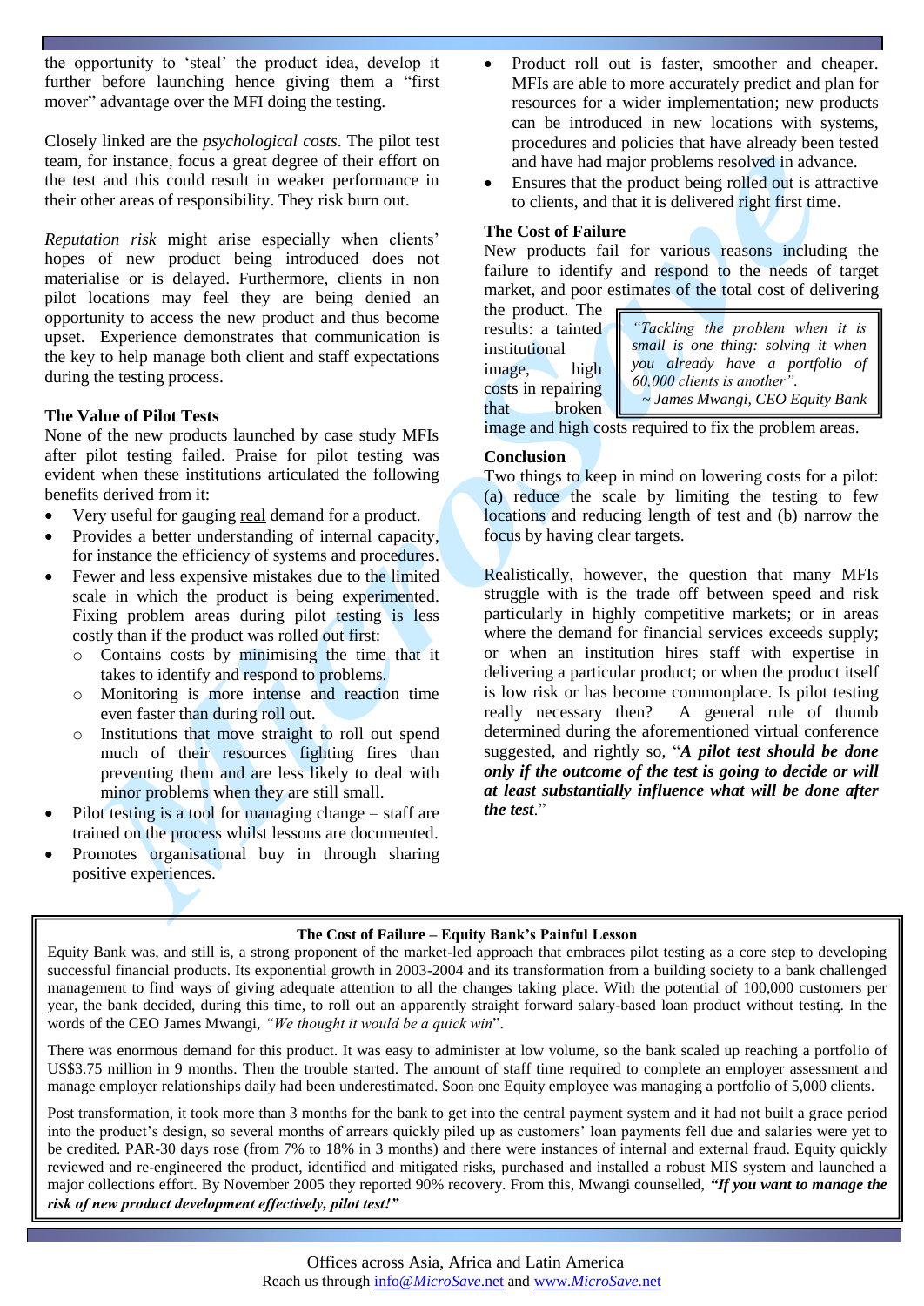the opportunity to 'steal' the product idea, develop it further before launching hence giving them a "first mover" advantage over the MFI doing the testing.

Closely linked are the *psychological costs*. The pilot test team, for instance, focus a great degree of their effort on the test and this could result in weaker performance in their other areas of responsibility. They risk burn out.

*Reputation risk* might arise especially when clients' hopes of new product being introduced does not materialise or is delayed. Furthermore, clients in non pilot locations may feel they are being denied an opportunity to access the new product and thus become upset. Experience demonstrates that communication is the key to help manage both client and staff expectations during the testing process.

**The Value of Pilot Tests**

None of the new products launched by case study MFIs after pilot testing failed. Praise for pilot testing was evident when these institutions articulated the following benefits derived from it:

- Very useful for gauging real demand for a product.
- Provides a better understanding of internal capacity, for instance the efficiency of systems and procedures.
- Fewer and less expensive mistakes due to the limited scale in which the product is being experimented. Fixing problem areas during pilot testing is less costly than if the product was rolled out first:
  - Contains costs by minimising the time that it takes to identify and respond to problems.
  - Monitoring is more intense and reaction time even faster than during roll out.
  - Institutions that move straight to roll out spend much of their resources fighting fires than preventing them and are less likely to deal with minor problems when they are still small.
- Pilot testing is a tool for managing change – staff are trained on the process whilst lessons are documented.
- Promotes organisational buy in through sharing positive experiences.
- Product roll out is faster, smoother and cheaper. MFIs are able to more accurately predict and plan for resources for a wider implementation; new products can be introduced in new locations with systems, procedures and policies that have already been tested and have had major problems resolved in advance.
- Ensures that the product being rolled out is attractive to clients, and that it is delivered right first time.

**The Cost of Failure**

New products fail for various reasons including the failure to identify and respond to the needs of target market, and poor estimates of the total cost of delivering the product. The results: a tainted institutional image, high costs in repairing that broken image and high costs required to fix the problem areas.

> *"Tackling the problem when it is small is one thing: solving it when you already have a portfolio of 60,000 clients is another".*
> *~ James Mwangi, CEO Equity Bank*

**Conclusion**

Two things to keep in mind on lowering costs for a pilot: (a) reduce the scale by limiting the testing to few locations and reducing length of test and (b) narrow the focus by having clear targets.

Realistically, however, the question that many MFIs struggle with is the trade off between speed and risk particularly in highly competitive markets; or in areas where the demand for financial services exceeds supply; or when an institution hires staff with expertise in delivering a particular product; or when the product itself is low risk or has become commonplace. Is pilot testing really necessary then? A general rule of thumb determined during the aforementioned virtual conference suggested, and rightly so, "***A pilot test should be done only if the outcome of the test is going to decide or will at least substantially influence what will be done after the test***."

**The Cost of Failure – Equity Bank's Painful Lesson**

Equity Bank was, and still is, a strong proponent of the market-led approach that embraces pilot testing as a core step to developing successful financial products. Its exponential growth in 2003-2004 and its transformation from a building society to a bank challenged management to find ways of giving adequate attention to all the changes taking place. With the potential of 100,000 customers per year, the bank decided, during this time, to roll out an apparently straight forward salary-based loan product without testing. In the words of the CEO James Mwangi, *"We thought it would be a quick win*".

There was enormous demand for this product. It was easy to administer at low volume, so the bank scaled up reaching a portfolio of US$3.75 million in 9 months. Then the trouble started. The amount of staff time required to complete an employer assessment and manage employer relationships daily had been underestimated. Soon one Equity employee was managing a portfolio of 5,000 clients.

Post transformation, it took more than 3 months for the bank to get into the central payment system and it had not built a grace period into the product's design, so several months of arrears quickly piled up as customers' loan payments fell due and salaries were yet to be credited. PAR-30 days rose (from 7% to 18% in 3 months) and there were instances of internal and external fraud. Equity quickly reviewed and re-engineered the product, identified and mitigated risks, purchased and installed a robust MIS system and launched a major collections effort. By November 2005 they reported 90% recovery. From this, Mwangi counselled, ***"If you want to manage the risk of new product development effectively, pilot test!"***

Offices across Asia, Africa and Latin America
Reach us through info@*MicroSave*.net and www.*MicroSave*.net